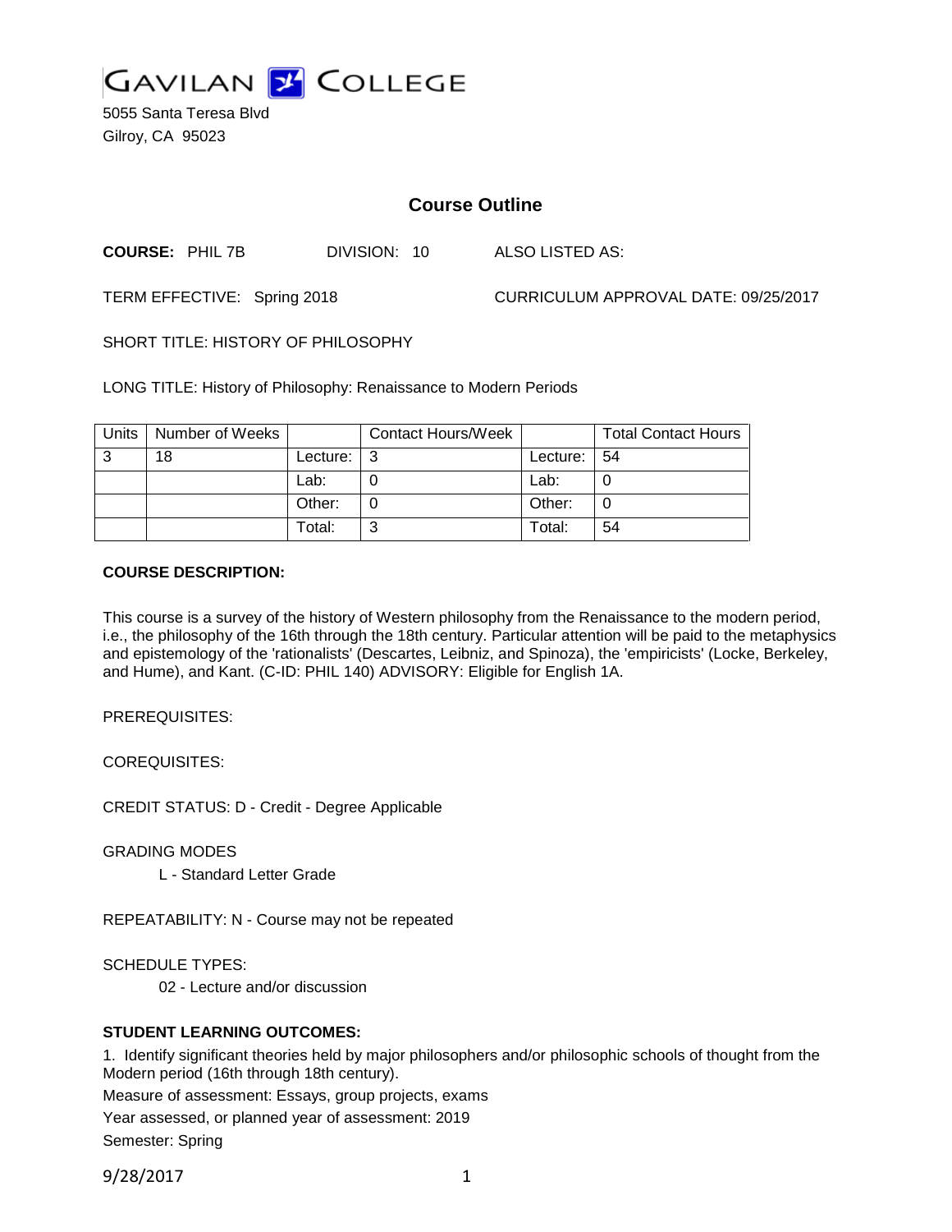GAVILAN COLLEGE

5055 Santa Teresa Blvd
Gilroy, CA 95023

# Course Outline

**COURSE:** PHIL 7B DIVISION: 10 ALSO LISTED AS:

TERM EFFECTIVE: Spring 2018 CURRICULUM APPROVAL DATE: 09/25/2017

SHORT TITLE: HISTORY OF PHILOSOPHY

LONG TITLE: History of Philosophy: Renaissance to Modern Periods

| Units | Number of Weeks | | Contact Hours/Week | | Total Contact Hours |
|---|---|---|---|---|---|
| 3 | 18 | Lecture: | 3 | Lecture: | 54 |
| | | Lab: | 0 | Lab: | 0 |
| | | Other: | 0 | Other: | 0 |
| | | Total: | 3 | Total: | 54 |

**COURSE DESCRIPTION:**

This course is a survey of the history of Western philosophy from the Renaissance to the modern period, i.e., the philosophy of the 16th through the 18th century. Particular attention will be paid to the metaphysics and epistemology of the 'rationalists' (Descartes, Leibniz, and Spinoza), the 'empiricists' (Locke, Berkeley, and Hume), and Kant. (C-ID: PHIL 140) ADVISORY: Eligible for English 1A.

PREREQUISITES:

COREQUISITES:

CREDIT STATUS: D - Credit - Degree Applicable

GRADING MODES

L - Standard Letter Grade

REPEATABILITY: N - Course may not be repeated

SCHEDULE TYPES:

02 - Lecture and/or discussion

**STUDENT LEARNING OUTCOMES:**

1. Identify significant theories held by major philosophers and/or philosophic schools of thought from the Modern period (16th through 18th century).

Measure of assessment: Essays, group projects, exams

Year assessed, or planned year of assessment: 2019

Semester: Spring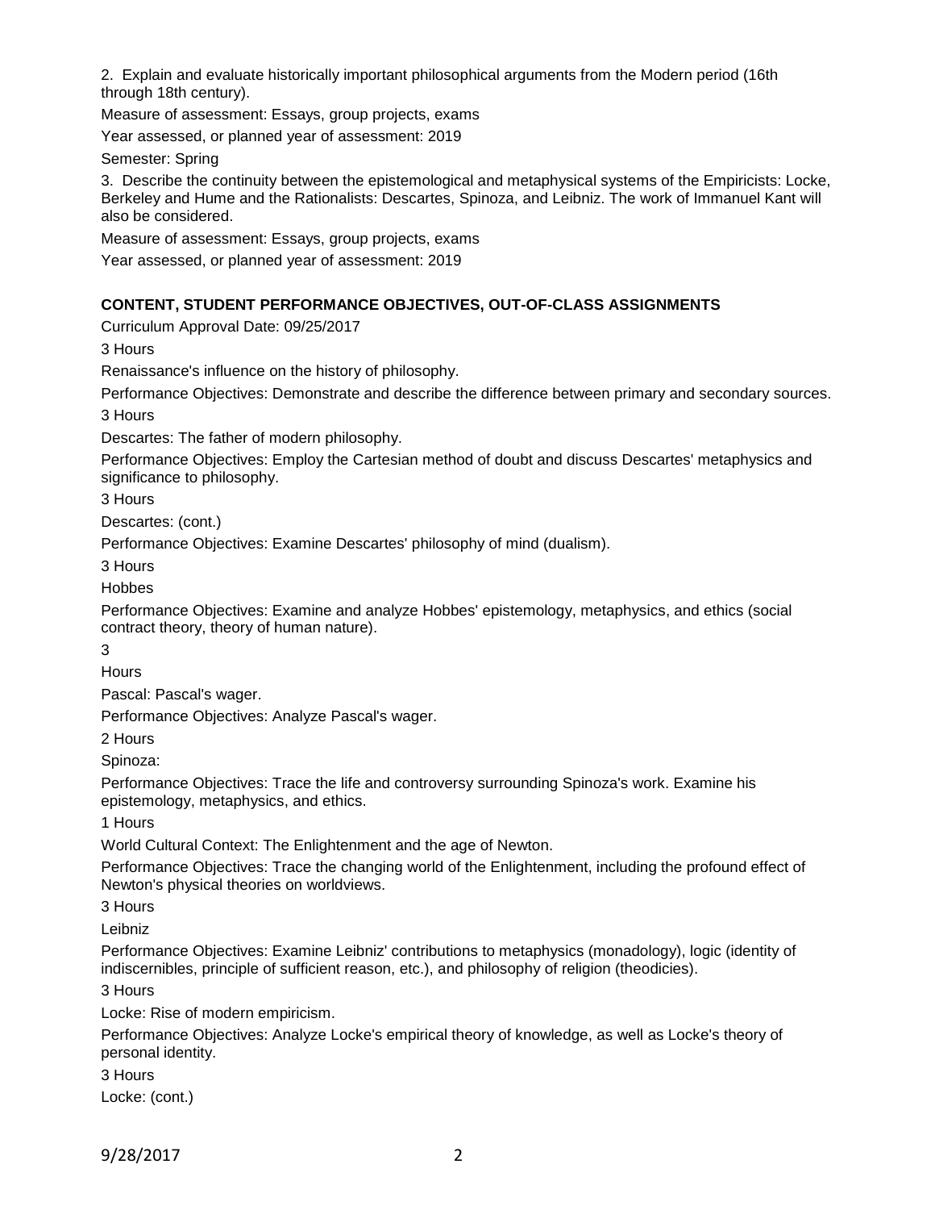2. Explain and evaluate historically important philosophical arguments from the Modern period (16th through 18th century).

Measure of assessment: Essays, group projects, exams

Year assessed, or planned year of assessment: 2019

Semester: Spring

3. Describe the continuity between the epistemological and metaphysical systems of the Empiricists: Locke, Berkeley and Hume and the Rationalists: Descartes, Spinoza, and Leibniz. The work of Immanuel Kant will also be considered.

Measure of assessment: Essays, group projects, exams

Year assessed, or planned year of assessment: 2019

### CONTENT, STUDENT PERFORMANCE OBJECTIVES, OUT-OF-CLASS ASSIGNMENTS

Curriculum Approval Date: 09/25/2017

3 Hours

Renaissance's influence on the history of philosophy.

Performance Objectives: Demonstrate and describe the difference between primary and secondary sources.

3 Hours

Descartes: The father of modern philosophy.

Performance Objectives: Employ the Cartesian method of doubt and discuss Descartes' metaphysics and significance to philosophy.

3 Hours

Descartes: (cont.)

Performance Objectives: Examine Descartes' philosophy of mind (dualism).

3 Hours

Hobbes

Performance Objectives: Examine and analyze Hobbes' epistemology, metaphysics, and ethics (social contract theory, theory of human nature).

3

Hours

Pascal: Pascal's wager.

Performance Objectives: Analyze Pascal's wager.

2 Hours

Spinoza:

Performance Objectives: Trace the life and controversy surrounding Spinoza's work. Examine his epistemology, metaphysics, and ethics.

1 Hours

World Cultural Context: The Enlightenment and the age of Newton.

Performance Objectives: Trace the changing world of the Enlightenment, including the profound effect of Newton's physical theories on worldviews.

3 Hours

Leibniz

Performance Objectives: Examine Leibniz' contributions to metaphysics (monadology), logic (identity of indiscernibles, principle of sufficient reason, etc.), and philosophy of religion (theodicies).

3 Hours

Locke: Rise of modern empiricism.

Performance Objectives: Analyze Locke's empirical theory of knowledge, as well as Locke's theory of personal identity.

3 Hours

Locke: (cont.)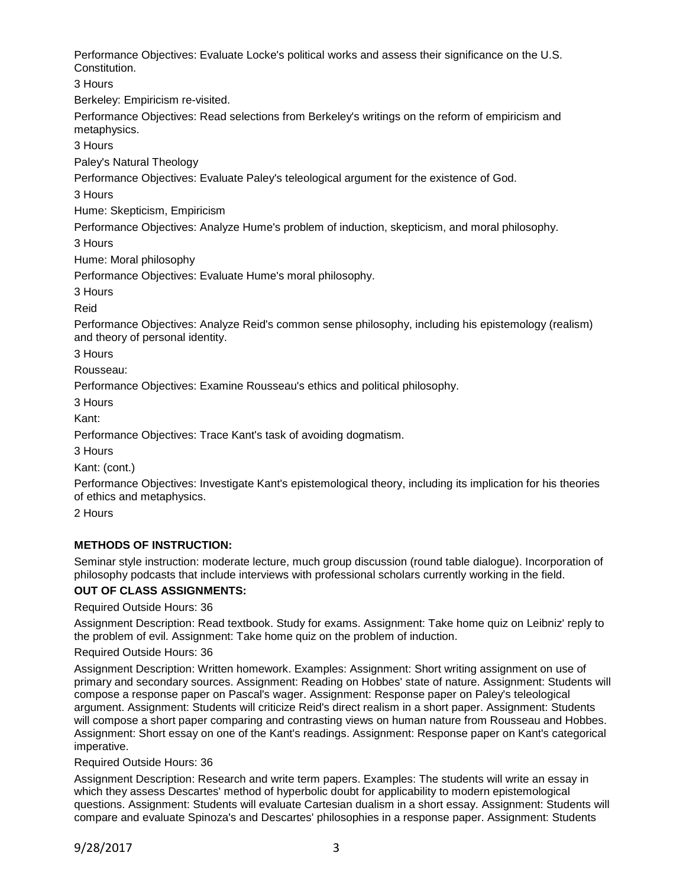Performance Objectives: Evaluate Locke's political works and assess their significance on the U.S. Constitution.

3 Hours

Berkeley: Empiricism re-visited.

Performance Objectives: Read selections from Berkeley's writings on the reform of empiricism and metaphysics.

3 Hours

Paley's Natural Theology

Performance Objectives: Evaluate Paley's teleological argument for the existence of God.

3 Hours

Hume: Skepticism, Empiricism

Performance Objectives: Analyze Hume's problem of induction, skepticism, and moral philosophy.

3 Hours

Hume: Moral philosophy

Performance Objectives: Evaluate Hume's moral philosophy.

3 Hours

Reid

Performance Objectives: Analyze Reid's common sense philosophy, including his epistemology (realism) and theory of personal identity.

3 Hours

Rousseau:

Performance Objectives: Examine Rousseau's ethics and political philosophy.

3 Hours

Kant:

Performance Objectives: Trace Kant's task of avoiding dogmatism.

3 Hours

Kant: (cont.)

Performance Objectives: Investigate Kant's epistemological theory, including its implication for his theories of ethics and metaphysics.

2 Hours

**METHODS OF INSTRUCTION:**

Seminar style instruction: moderate lecture, much group discussion (round table dialogue). Incorporation of philosophy podcasts that include interviews with professional scholars currently working in the field.

**OUT OF CLASS ASSIGNMENTS:**

Required Outside Hours: 36

Assignment Description: Read textbook. Study for exams. Assignment: Take home quiz on Leibniz' reply to the problem of evil. Assignment: Take home quiz on the problem of induction.

Required Outside Hours: 36

Assignment Description: Written homework. Examples: Assignment: Short writing assignment on use of primary and secondary sources. Assignment: Reading on Hobbes' state of nature. Assignment: Students will compose a response paper on Pascal's wager. Assignment: Response paper on Paley's teleological argument. Assignment: Students will criticize Reid's direct realism in a short paper. Assignment: Students will compose a short paper comparing and contrasting views on human nature from Rousseau and Hobbes. Assignment: Short essay on one of the Kant's readings. Assignment: Response paper on Kant's categorical imperative.

Required Outside Hours: 36

Assignment Description: Research and write term papers. Examples: The students will write an essay in which they assess Descartes' method of hyperbolic doubt for applicability to modern epistemological questions. Assignment: Students will evaluate Cartesian dualism in a short essay. Assignment: Students will compare and evaluate Spinoza's and Descartes' philosophies in a response paper. Assignment: Students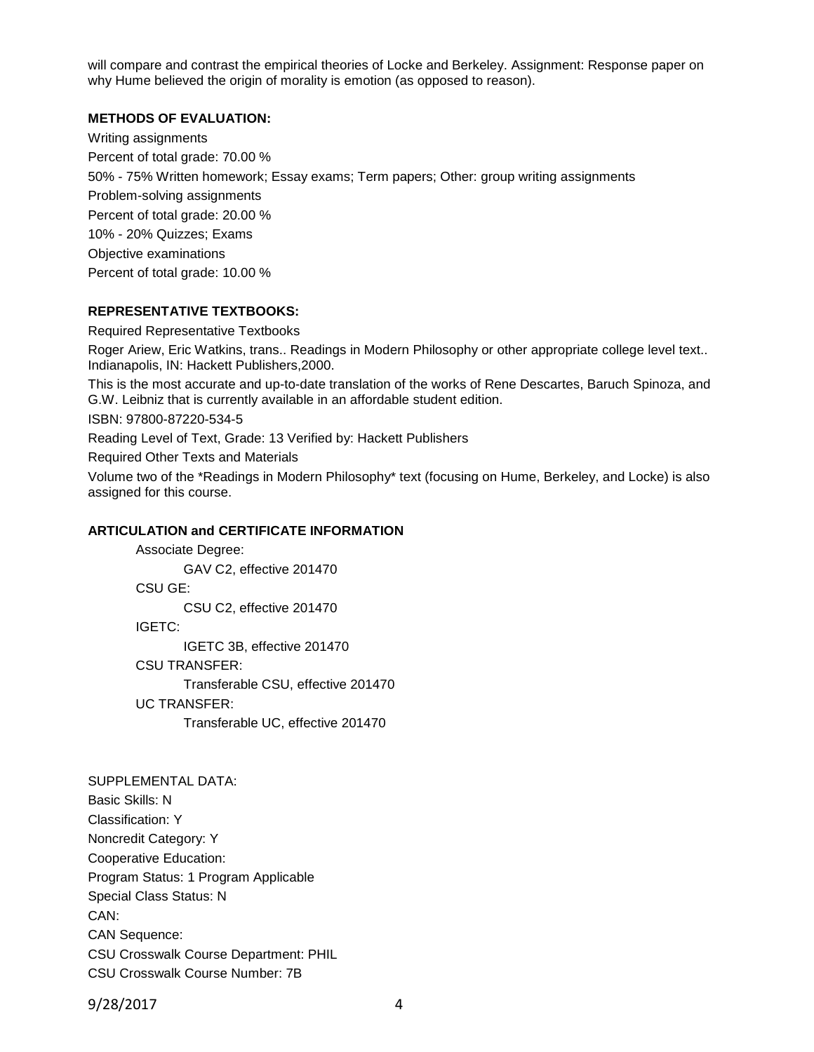will compare and contrast the empirical theories of Locke and Berkeley. Assignment: Response paper on why Hume believed the origin of morality is emotion (as opposed to reason).

**METHODS OF EVALUATION:**

Writing assignments

Percent of total grade: 70.00 %

50% - 75% Written homework; Essay exams; Term papers; Other: group writing assignments

Problem-solving assignments

Percent of total grade: 20.00 %

10% - 20% Quizzes; Exams

Objective examinations

Percent of total grade: 10.00 %

**REPRESENTATIVE TEXTBOOKS:**

Required Representative Textbooks

Roger Ariew, Eric Watkins, trans.. Readings in Modern Philosophy or other appropriate college level text.. Indianapolis, IN: Hackett Publishers,2000.

This is the most accurate and up-to-date translation of the works of Rene Descartes, Baruch Spinoza, and G.W. Leibniz that is currently available in an affordable student edition.

ISBN: 97800-87220-534-5

Reading Level of Text, Grade: 13 Verified by: Hackett Publishers

Required Other Texts and Materials

Volume two of the *Readings in Modern Philosophy* text (focusing on Hume, Berkeley, and Locke) is also assigned for this course.

**ARTICULATION and CERTIFICATE INFORMATION**

Associate Degree:
- GAV C2, effective 201470

CSU GE:
- CSU C2, effective 201470

IGETC:
- IGETC 3B, effective 201470

CSU TRANSFER:
- Transferable CSU, effective 201470

UC TRANSFER:
- Transferable UC, effective 201470

SUPPLEMENTAL DATA:

Basic Skills: N

Classification: Y

Noncredit Category: Y

Cooperative Education:

Program Status: 1 Program Applicable

Special Class Status: N

CAN:

CAN Sequence:

CSU Crosswalk Course Department: PHIL

CSU Crosswalk Course Number: 7B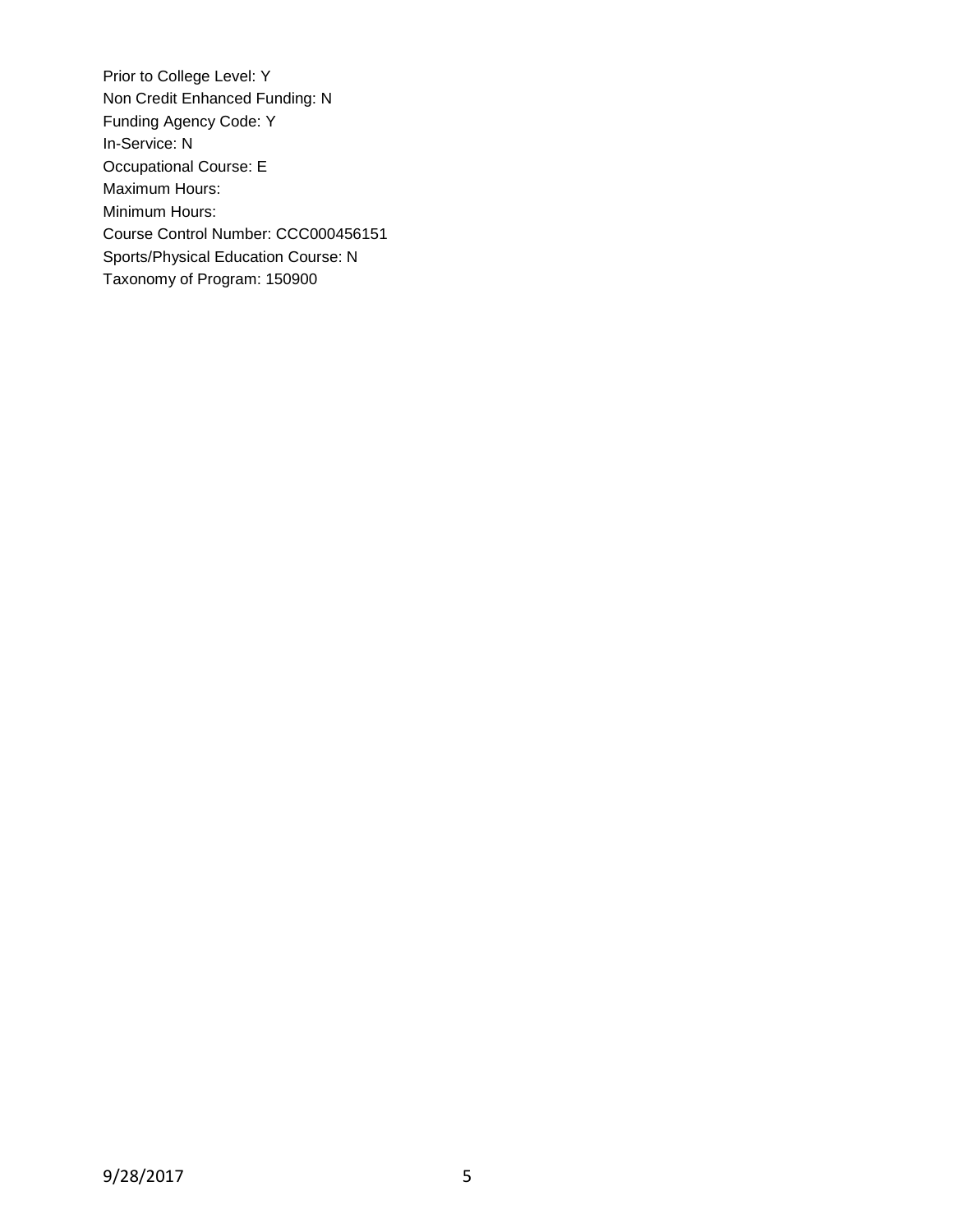Prior to College Level: Y
Non Credit Enhanced Funding: N
Funding Agency Code: Y
In-Service: N
Occupational Course: E
Maximum Hours:
Minimum Hours:
Course Control Number: CCC000456151
Sports/Physical Education Course: N
Taxonomy of Program: 150900